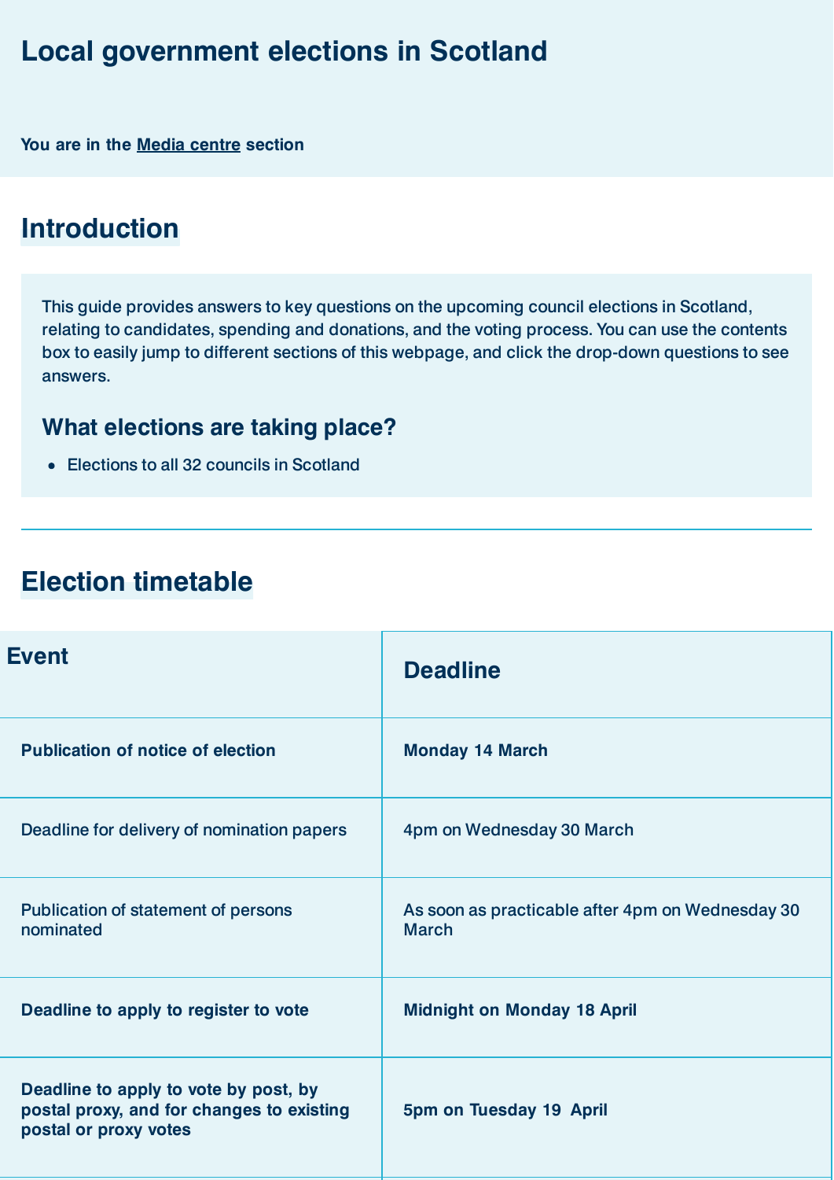# Local government elections in Scotland

**You are in the Media centre section**

## Introduction

This guide provides answers to key questions on the upcoming council elections in Scotland, relating to candidates, spending and donations, and the voting process. You can use the contents box to easily jump to different sections of this webpage, and click the drop-down questions to see answers.

### What elections are taking place?

- Elections to all 32 councils in Scotland

## Election timetable

| Event | Deadline |
|---|---|
| **Publication of notice of election** | **Monday 14 March** |
| Deadline for delivery of nomination papers | 4pm on Wednesday 30 March |
| Publication of statement of persons nominated | As soon as practicable after 4pm on Wednesday 30 March |
| **Deadline to apply to register to vote** | **Midnight on Monday 18 April** |
| **Deadline to apply to vote by post, by postal proxy, and for changes to existing postal or proxy votes** | **5pm on Tuesday 19 April** |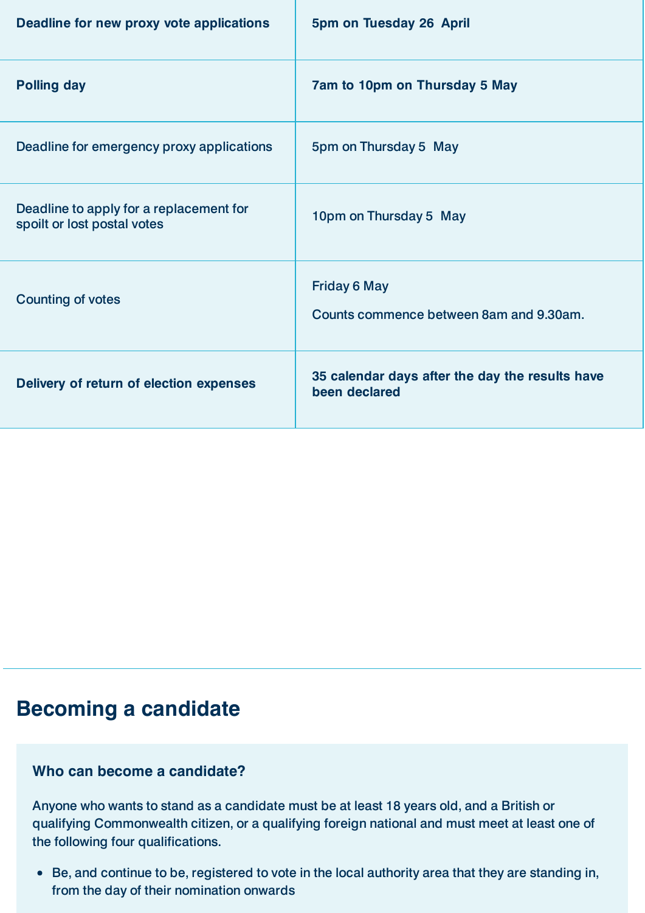| | |
|---|---|
| **Deadline for new proxy vote applications** | **5pm on Tuesday 26 April** |
| **Polling day** | **7am to 10pm on Thursday 5 May** |
| Deadline for emergency proxy applications | 5pm on Thursday 5 May |
| Deadline to apply for a replacement for spoilt or lost postal votes | 10pm on Thursday 5 May |
| Counting of votes | Friday 6 May<br><br>Counts commence between 8am and 9.30am. |
| **Delivery of return of election expenses** | **35 calendar days after the day the results have been declared** |

## Becoming a candidate

### Who can become a candidate?

Anyone who wants to stand as a candidate must be at least 18 years old, and a British or qualifying Commonwealth citizen, or a qualifying foreign national and must meet at least one of the following four qualifications.

- Be, and continue to be, registered to vote in the local authority area that they are standing in, from the day of their nomination onwards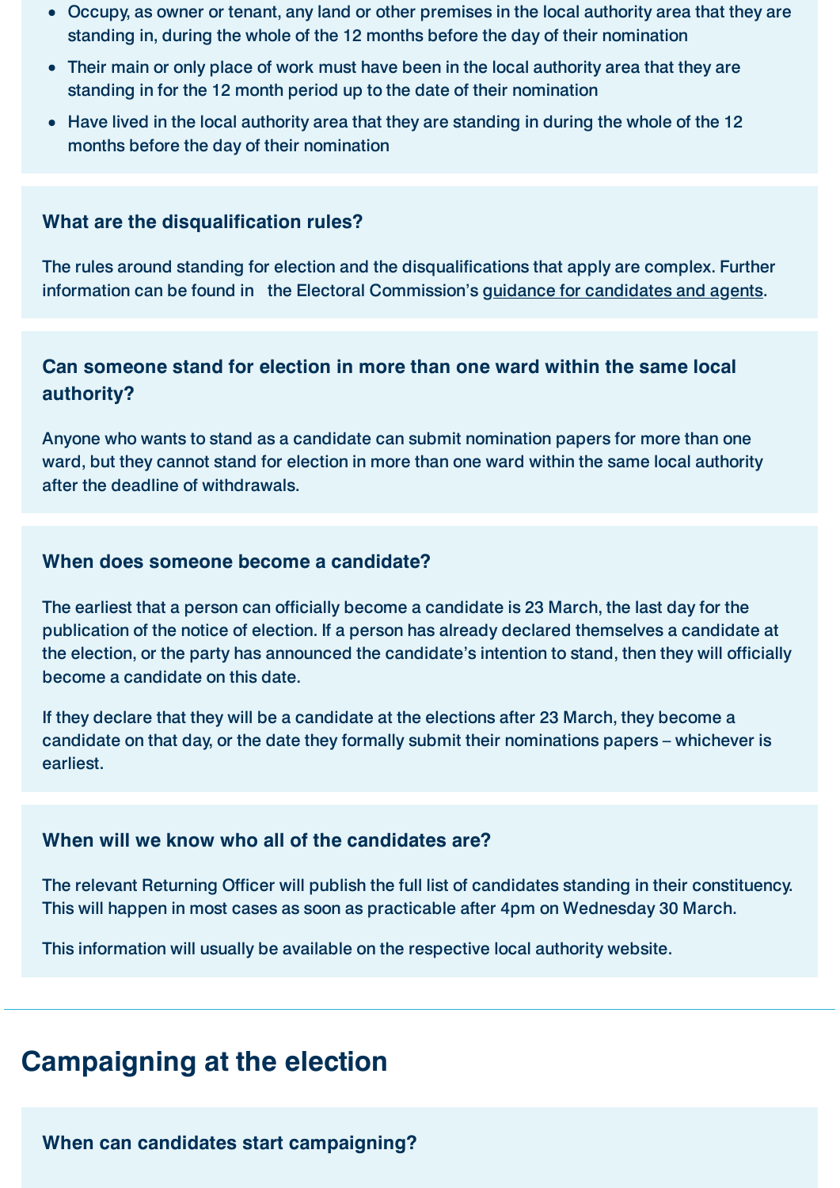- Occupy, as owner or tenant, any land or other premises in the local authority area that they are standing in, during the whole of the 12 months before the day of their nomination
- Their main or only place of work must have been in the local authority area that they are standing in for the 12 month period up to the date of their nomination
- Have lived in the local authority area that they are standing in during the whole of the 12 months before the day of their nomination

### What are the disqualification rules?

The rules around standing for election and the disqualifications that apply are complex. Further information can be found in the Electoral Commission's guidance for candidates and agents.

### Can someone stand for election in more than one ward within the same local authority?

Anyone who wants to stand as a candidate can submit nomination papers for more than one ward, but they cannot stand for election in more than one ward within the same local authority after the deadline of withdrawals.

### When does someone become a candidate?

The earliest that a person can officially become a candidate is 23 March, the last day for the publication of the notice of election. If a person has already declared themselves a candidate at the election, or the party has announced the candidate's intention to stand, then they will officially become a candidate on this date.

If they declare that they will be a candidate at the elections after 23 March, they become a candidate on that day, or the date they formally submit their nominations papers – whichever is earliest.

### When will we know who all of the candidates are?

The relevant Returning Officer will publish the full list of candidates standing in their constituency. This will happen in most cases as soon as practicable after 4pm on Wednesday 30 March.

This information will usually be available on the respective local authority website.

## Campaigning at the election

### When can candidates start campaigning?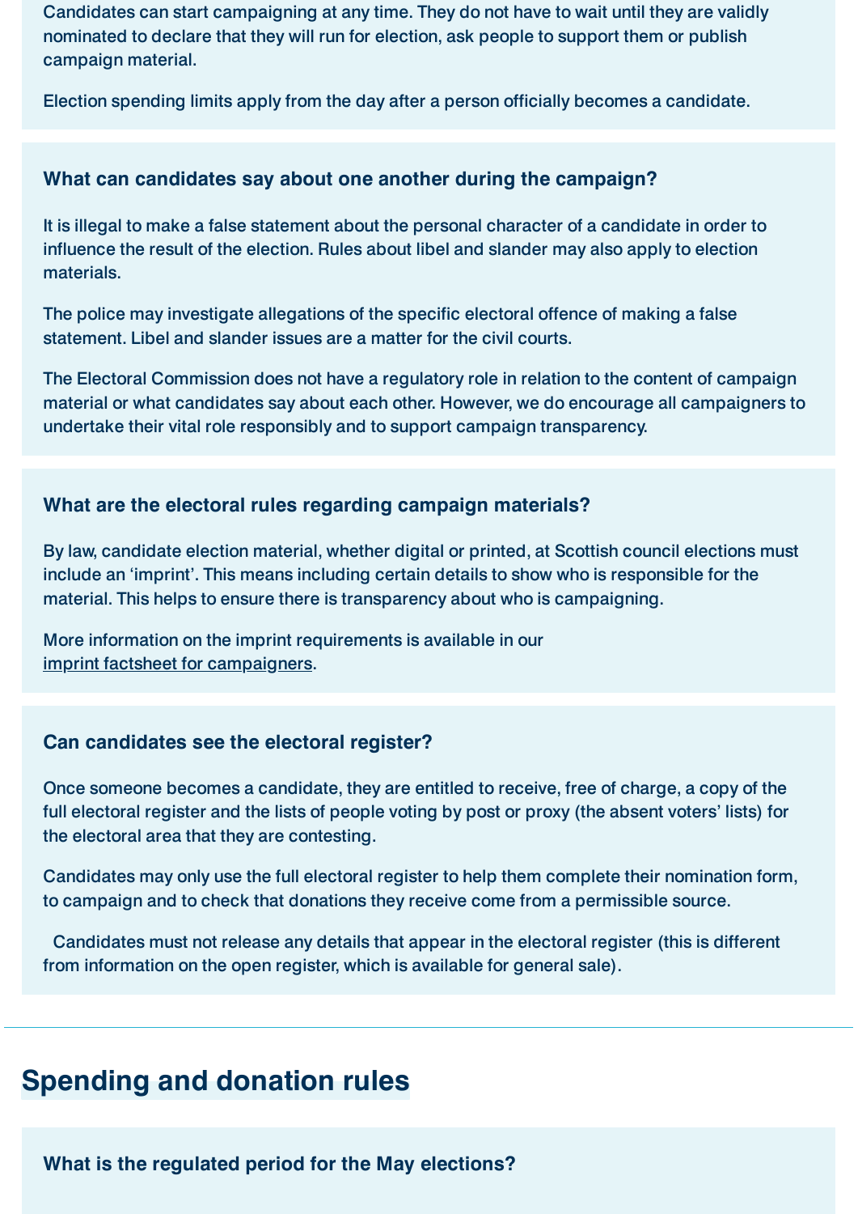Candidates can start campaigning at any time. They do not have to wait until they are validly nominated to declare that they will run for election, ask people to support them or publish campaign material.

Election spending limits apply from the day after a person officially becomes a candidate.

### What can candidates say about one another during the campaign?

It is illegal to make a false statement about the personal character of a candidate in order to influence the result of the election. Rules about libel and slander may also apply to election materials.

The police may investigate allegations of the specific electoral offence of making a false statement. Libel and slander issues are a matter for the civil courts.

The Electoral Commission does not have a regulatory role in relation to the content of campaign material or what candidates say about each other. However, we do encourage all campaigners to undertake their vital role responsibly and to support campaign transparency.

### What are the electoral rules regarding campaign materials?

By law, candidate election material, whether digital or printed, at Scottish council elections must include an 'imprint'. This means including certain details to show who is responsible for the material. This helps to ensure there is transparency about who is campaigning.

More information on the imprint requirements is available in our imprint factsheet for campaigners.

### Can candidates see the electoral register?

Once someone becomes a candidate, they are entitled to receive, free of charge, a copy of the full electoral register and the lists of people voting by post or proxy (the absent voters' lists) for the electoral area that they are contesting.

Candidates may only use the full electoral register to help them complete their nomination form, to campaign and to check that donations they receive come from a permissible source.

Candidates must not release any details that appear in the electoral register (this is different from information on the open register, which is available for general sale).

## Spending and donation rules

### What is the regulated period for the May elections?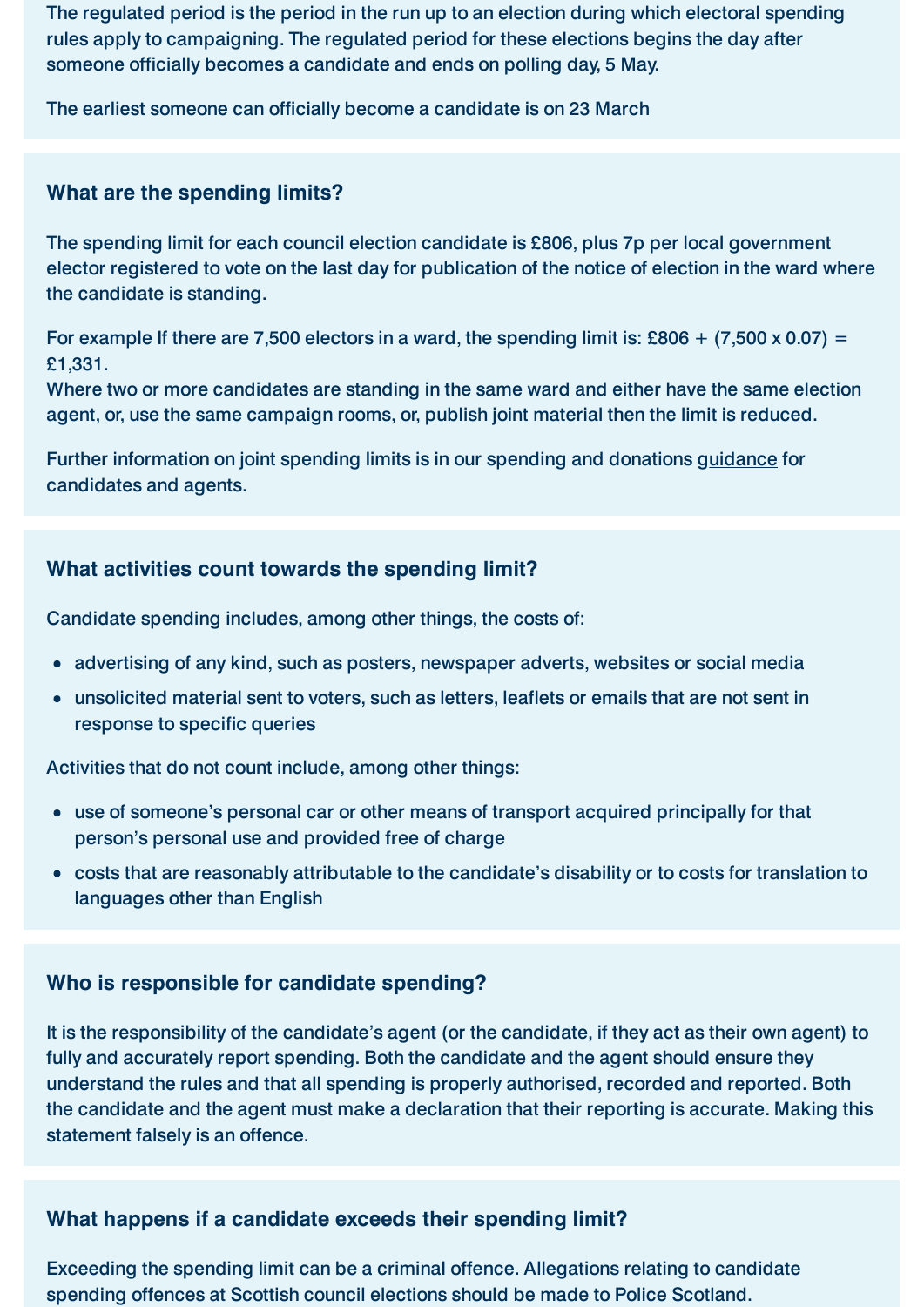The regulated period is the period in the run up to an election during which electoral spending rules apply to campaigning. The regulated period for these elections begins the day after someone officially becomes a candidate and ends on polling day, 5 May.

The earliest someone can officially become a candidate is on 23 March

### What are the spending limits?

The spending limit for each council election candidate is £806, plus 7p per local government elector registered to vote on the last day for publication of the notice of election in the ward where the candidate is standing.

For example If there are 7,500 electors in a ward, the spending limit is: £806 + (7,500 x 0.07) = £1,331.
Where two or more candidates are standing in the same ward and either have the same election agent, or, use the same campaign rooms, or, publish joint material then the limit is reduced.

Further information on joint spending limits is in our spending and donations guidance for candidates and agents.

### What activities count towards the spending limit?

Candidate spending includes, among other things, the costs of:

- advertising of any kind, such as posters, newspaper adverts, websites or social media
- unsolicited material sent to voters, such as letters, leaflets or emails that are not sent in response to specific queries

Activities that do not count include, among other things:

- use of someone's personal car or other means of transport acquired principally for that person's personal use and provided free of charge
- costs that are reasonably attributable to the candidate's disability or to costs for translation to languages other than English

### Who is responsible for candidate spending?

It is the responsibility of the candidate's agent (or the candidate, if they act as their own agent) to fully and accurately report spending. Both the candidate and the agent should ensure they understand the rules and that all spending is properly authorised, recorded and reported. Both the candidate and the agent must make a declaration that their reporting is accurate. Making this statement falsely is an offence.

### What happens if a candidate exceeds their spending limit?

Exceeding the spending limit can be a criminal offence. Allegations relating to candidate spending offences at Scottish council elections should be made to Police Scotland.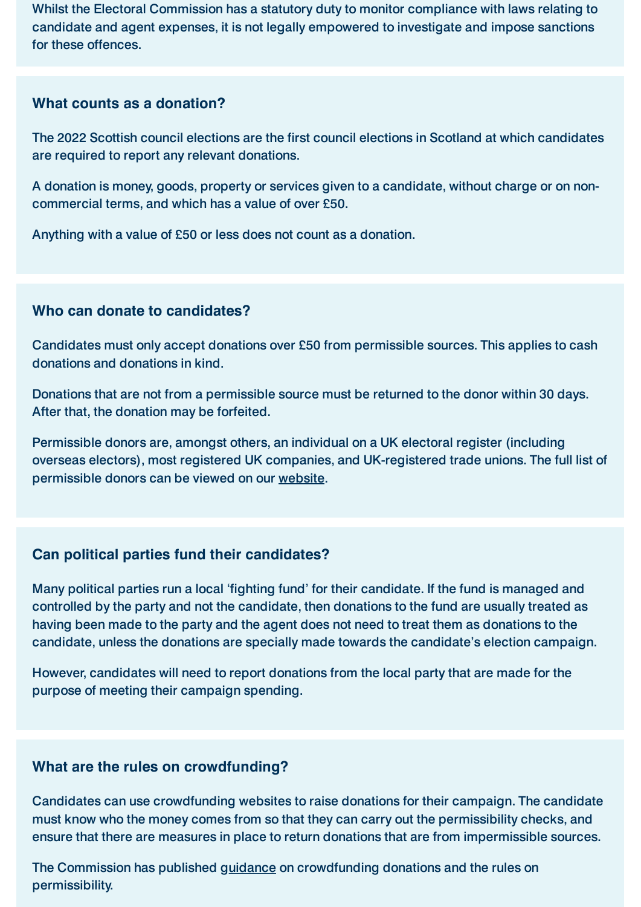Whilst the Electoral Commission has a statutory duty to monitor compliance with laws relating to candidate and agent expenses, it is not legally empowered to investigate and impose sanctions for these offences.

### What counts as a donation?

The 2022 Scottish council elections are the first council elections in Scotland at which candidates are required to report any relevant donations.

A donation is money, goods, property or services given to a candidate, without charge or on non-commercial terms, and which has a value of over £50.

Anything with a value of £50 or less does not count as a donation.

### Who can donate to candidates?

Candidates must only accept donations over £50 from permissible sources. This applies to cash donations and donations in kind.

Donations that are not from a permissible source must be returned to the donor within 30 days. After that, the donation may be forfeited.

Permissible donors are, amongst others, an individual on a UK electoral register (including overseas electors), most registered UK companies, and UK-registered trade unions. The full list of permissible donors can be viewed on our website.

### Can political parties fund their candidates?

Many political parties run a local 'fighting fund' for their candidate. If the fund is managed and controlled by the party and not the candidate, then donations to the fund are usually treated as having been made to the party and the agent does not need to treat them as donations to the candidate, unless the donations are specially made towards the candidate's election campaign.

However, candidates will need to report donations from the local party that are made for the purpose of meeting their campaign spending.

### What are the rules on crowdfunding?

Candidates can use crowdfunding websites to raise donations for their campaign. The candidate must know who the money comes from so that they can carry out the permissibility checks, and ensure that there are measures in place to return donations that are from impermissible sources.

The Commission has published guidance on crowdfunding donations and the rules on permissibility.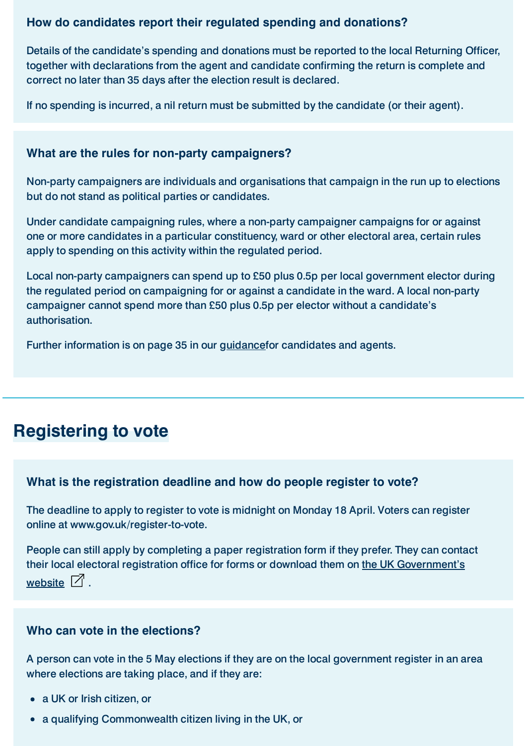### How do candidates report their regulated spending and donations?

Details of the candidate's spending and donations must be reported to the local Returning Officer, together with declarations from the agent and candidate confirming the return is complete and correct no later than 35 days after the election result is declared.

If no spending is incurred, a nil return must be submitted by the candidate (or their agent).

### What are the rules for non-party campaigners?

Non-party campaigners are individuals and organisations that campaign in the run up to elections but do not stand as political parties or candidates.

Under candidate campaigning rules, where a non-party campaigner campaigns for or against one or more candidates in a particular constituency, ward or other electoral area, certain rules apply to spending on this activity within the regulated period.

Local non-party campaigners can spend up to £50 plus 0.5p per local government elector during the regulated period on campaigning for or against a candidate in the ward. A local non-party campaigner cannot spend more than £50 plus 0.5p per elector without a candidate's authorisation.

Further information is on page 35 in our guidancefor candidates and agents.

## Registering to vote

### What is the registration deadline and how do people register to vote?

The deadline to apply to register to vote is midnight on Monday 18 April. Voters can register online at www.gov.uk/register-to-vote.

People can still apply by completing a paper registration form if they prefer. They can contact their local electoral registration office for forms or download them on the UK Government's website .

### Who can vote in the elections?

A person can vote in the 5 May elections if they are on the local government register in an area where elections are taking place, and if they are:

- a UK or Irish citizen, or
- a qualifying Commonwealth citizen living in the UK, or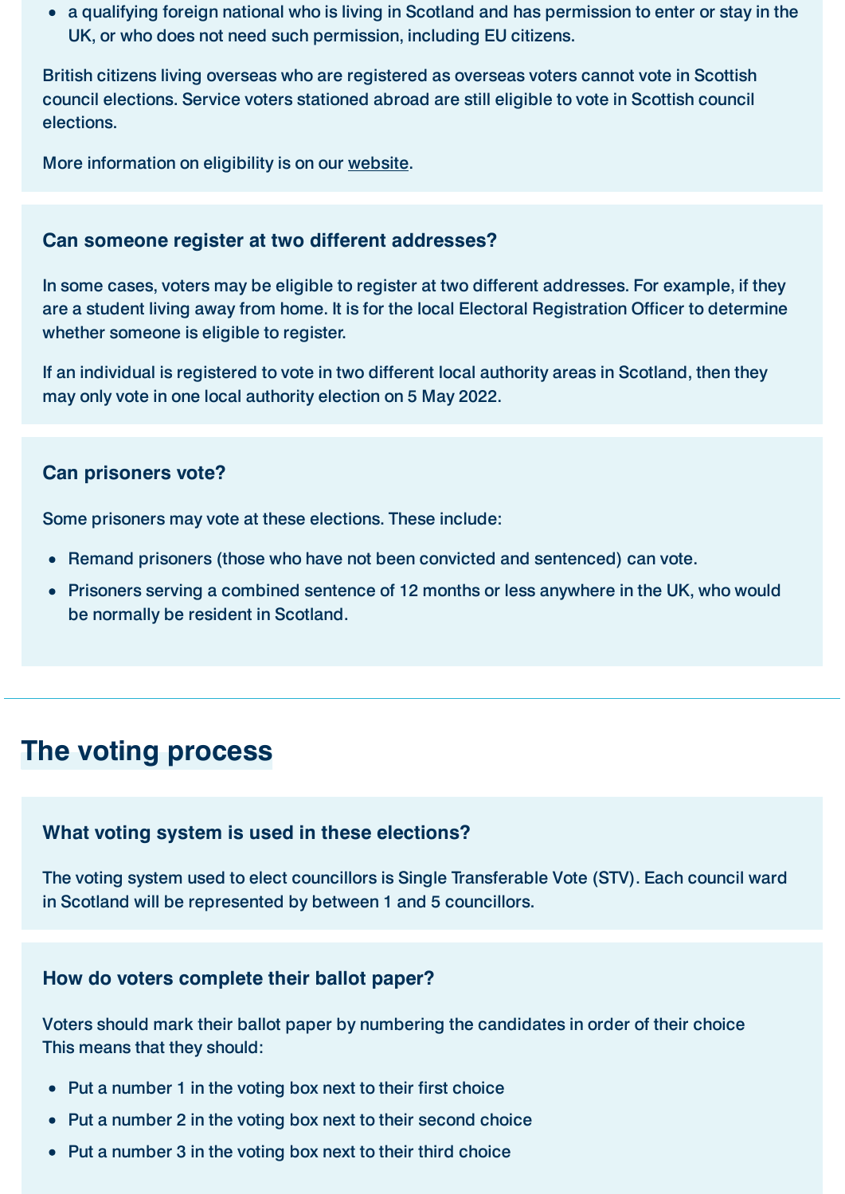- a qualifying foreign national who is living in Scotland and has permission to enter or stay in the UK, or who does not need such permission, including EU citizens.

British citizens living overseas who are registered as overseas voters cannot vote in Scottish council elections. Service voters stationed abroad are still eligible to vote in Scottish council elections.

More information on eligibility is on our website.

### Can someone register at two different addresses?

In some cases, voters may be eligible to register at two different addresses. For example, if they are a student living away from home. It is for the local Electoral Registration Officer to determine whether someone is eligible to register.

If an individual is registered to vote in two different local authority areas in Scotland, then they may only vote in one local authority election on 5 May 2022.

### Can prisoners vote?

Some prisoners may vote at these elections. These include:

- Remand prisoners (those who have not been convicted and sentenced) can vote.
- Prisoners serving a combined sentence of 12 months or less anywhere in the UK, who would be normally be resident in Scotland.

---

## The voting process

### What voting system is used in these elections?

The voting system used to elect councillors is Single Transferable Vote (STV). Each council ward in Scotland will be represented by between 1 and 5 councillors.

### How do voters complete their ballot paper?

Voters should mark their ballot paper by numbering the candidates in order of their choice
This means that they should:

- Put a number 1 in the voting box next to their first choice
- Put a number 2 in the voting box next to their second choice
- Put a number 3 in the voting box next to their third choice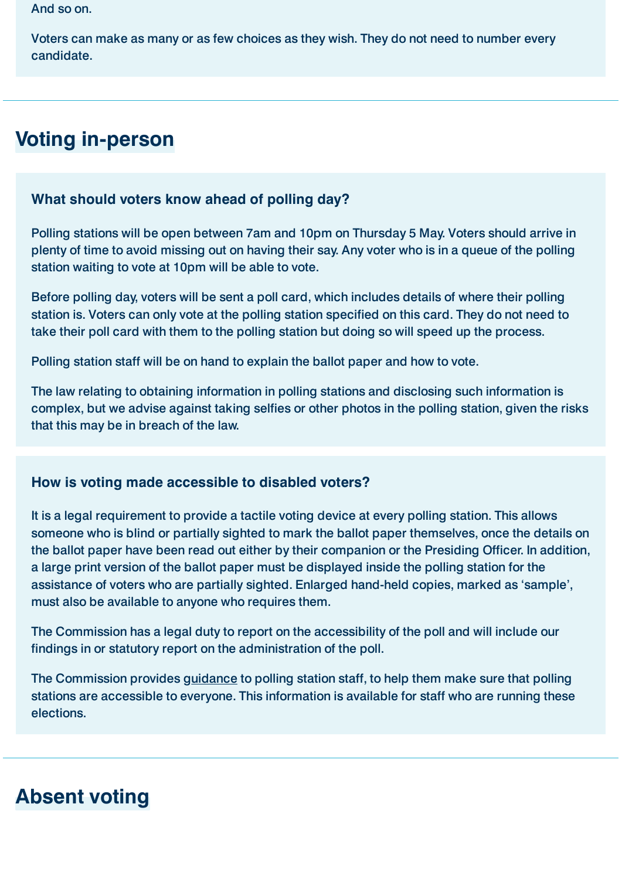And so on.

Voters can make as many or as few choices as they wish. They do not need to number every candidate.

## Voting in-person

### What should voters know ahead of polling day?

Polling stations will be open between 7am and 10pm on Thursday 5 May. Voters should arrive in plenty of time to avoid missing out on having their say. Any voter who is in a queue of the polling station waiting to vote at 10pm will be able to vote.

Before polling day, voters will be sent a poll card, which includes details of where their polling station is. Voters can only vote at the polling station specified on this card. They do not need to take their poll card with them to the polling station but doing so will speed up the process.

Polling station staff will be on hand to explain the ballot paper and how to vote.

The law relating to obtaining information in polling stations and disclosing such information is complex, but we advise against taking selfies or other photos in the polling station, given the risks that this may be in breach of the law.

### How is voting made accessible to disabled voters?

It is a legal requirement to provide a tactile voting device at every polling station. This allows someone who is blind or partially sighted to mark the ballot paper themselves, once the details on the ballot paper have been read out either by their companion or the Presiding Officer. In addition, a large print version of the ballot paper must be displayed inside the polling station for the assistance of voters who are partially sighted. Enlarged hand-held copies, marked as 'sample', must also be available to anyone who requires them.

The Commission has a legal duty to report on the accessibility of the poll and will include our findings in or statutory report on the administration of the poll.

The Commission provides guidance to polling station staff, to help them make sure that polling stations are accessible to everyone. This information is available for staff who are running these elections.

## Absent voting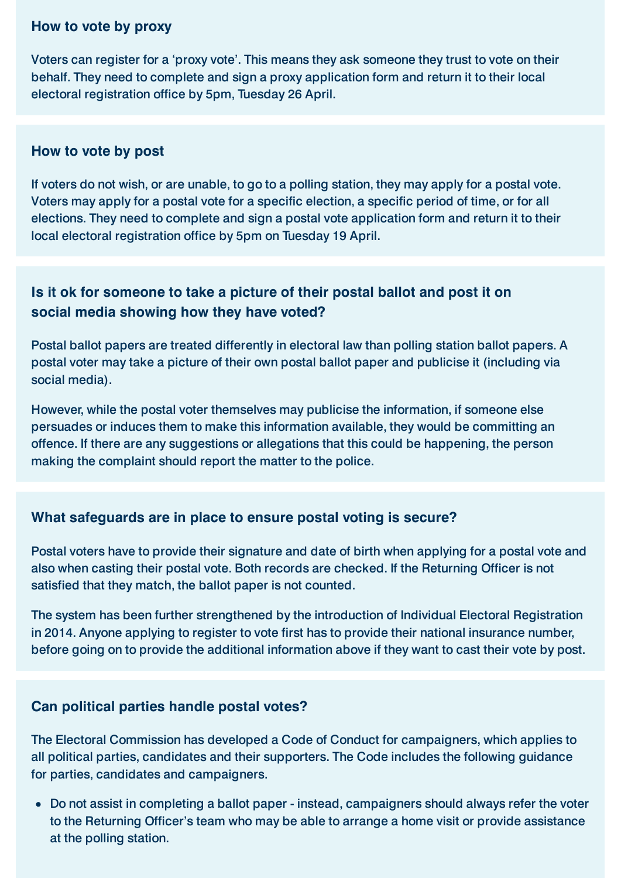### How to vote by proxy

Voters can register for a 'proxy vote'. This means they ask someone they trust to vote on their behalf. They need to complete and sign a proxy application form and return it to their local electoral registration office by 5pm, Tuesday 26 April.

### How to vote by post

If voters do not wish, or are unable, to go to a polling station, they may apply for a postal vote. Voters may apply for a postal vote for a specific election, a specific period of time, or for all elections. They need to complete and sign a postal vote application form and return it to their local electoral registration office by 5pm on Tuesday 19 April.

### Is it ok for someone to take a picture of their postal ballot and post it on social media showing how they have voted?

Postal ballot papers are treated differently in electoral law than polling station ballot papers. A postal voter may take a picture of their own postal ballot paper and publicise it (including via social media).

However, while the postal voter themselves may publicise the information, if someone else persuades or induces them to make this information available, they would be committing an offence. If there are any suggestions or allegations that this could be happening, the person making the complaint should report the matter to the police.

### What safeguards are in place to ensure postal voting is secure?

Postal voters have to provide their signature and date of birth when applying for a postal vote and also when casting their postal vote. Both records are checked. If the Returning Officer is not satisfied that they match, the ballot paper is not counted.

The system has been further strengthened by the introduction of Individual Electoral Registration in 2014. Anyone applying to register to vote first has to provide their national insurance number, before going on to provide the additional information above if they want to cast their vote by post.

### Can political parties handle postal votes?

The Electoral Commission has developed a Code of Conduct for campaigners, which applies to all political parties, candidates and their supporters. The Code includes the following guidance for parties, candidates and campaigners.

- Do not assist in completing a ballot paper - instead, campaigners should always refer the voter to the Returning Officer's team who may be able to arrange a home visit or provide assistance at the polling station.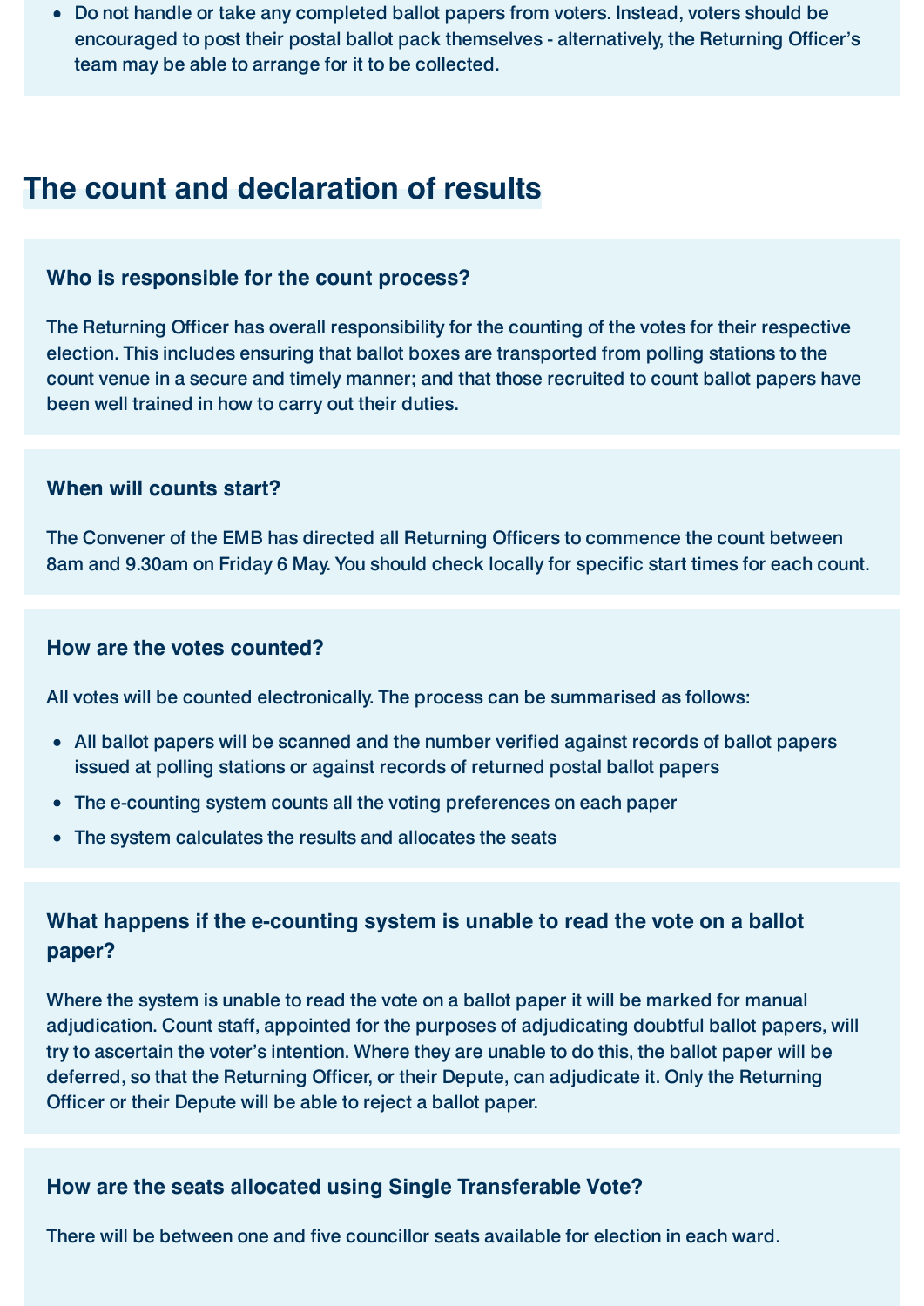- Do not handle or take any completed ballot papers from voters. Instead, voters should be encouraged to post their postal ballot pack themselves - alternatively, the Returning Officer's team may be able to arrange for it to be collected.

# The count and declaration of results

### Who is responsible for the count process?

The Returning Officer has overall responsibility for the counting of the votes for their respective election. This includes ensuring that ballot boxes are transported from polling stations to the count venue in a secure and timely manner; and that those recruited to count ballot papers have been well trained in how to carry out their duties.

### When will counts start?

The Convener of the EMB has directed all Returning Officers to commence the count between 8am and 9.30am on Friday 6 May. You should check locally for specific start times for each count.

### How are the votes counted?

All votes will be counted electronically. The process can be summarised as follows:

- All ballot papers will be scanned and the number verified against records of ballot papers issued at polling stations or against records of returned postal ballot papers
- The e-counting system counts all the voting preferences on each paper
- The system calculates the results and allocates the seats

### What happens if the e-counting system is unable to read the vote on a ballot paper?

Where the system is unable to read the vote on a ballot paper it will be marked for manual adjudication. Count staff, appointed for the purposes of adjudicating doubtful ballot papers, will try to ascertain the voter's intention. Where they are unable to do this, the ballot paper will be deferred, so that the Returning Officer, or their Depute, can adjudicate it. Only the Returning Officer or their Depute will be able to reject a ballot paper.

### How are the seats allocated using Single Transferable Vote?

There will be between one and five councillor seats available for election in each ward.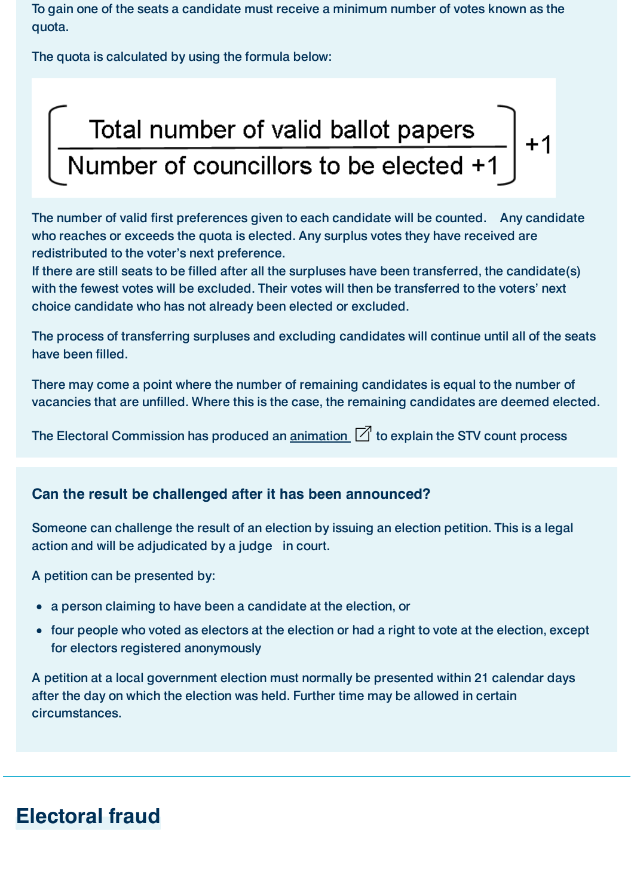To gain one of the seats a candidate must receive a minimum number of votes known as the quota.

The quota is calculated by using the formula below:

$$\left[\frac{\text{Total number of valid ballot papers}}{\text{Number of councillors to be elected } +1}\right] +1$$

The number of valid first preferences given to each candidate will be counted. Any candidate who reaches or exceeds the quota is elected. Any surplus votes they have received are redistributed to the voter's next preference.
If there are still seats to be filled after all the surpluses have been transferred, the candidate(s) with the fewest votes will be excluded. Their votes will then be transferred to the voters' next choice candidate who has not already been elected or excluded.

The process of transferring surpluses and excluding candidates will continue until all of the seats have been filled.

There may come a point where the number of remaining candidates is equal to the number of vacancies that are unfilled. Where this is the case, the remaining candidates are deemed elected.

The Electoral Commission has produced an animation to explain the STV count process

### Can the result be challenged after it has been announced?

Someone can challenge the result of an election by issuing an election petition. This is a legal action and will be adjudicated by a judge in court.

A petition can be presented by:

- a person claiming to have been a candidate at the election, or
- four people who voted as electors at the election or had a right to vote at the election, except for electors registered anonymously

A petition at a local government election must normally be presented within 21 calendar days after the day on which the election was held. Further time may be allowed in certain circumstances.

## Electoral fraud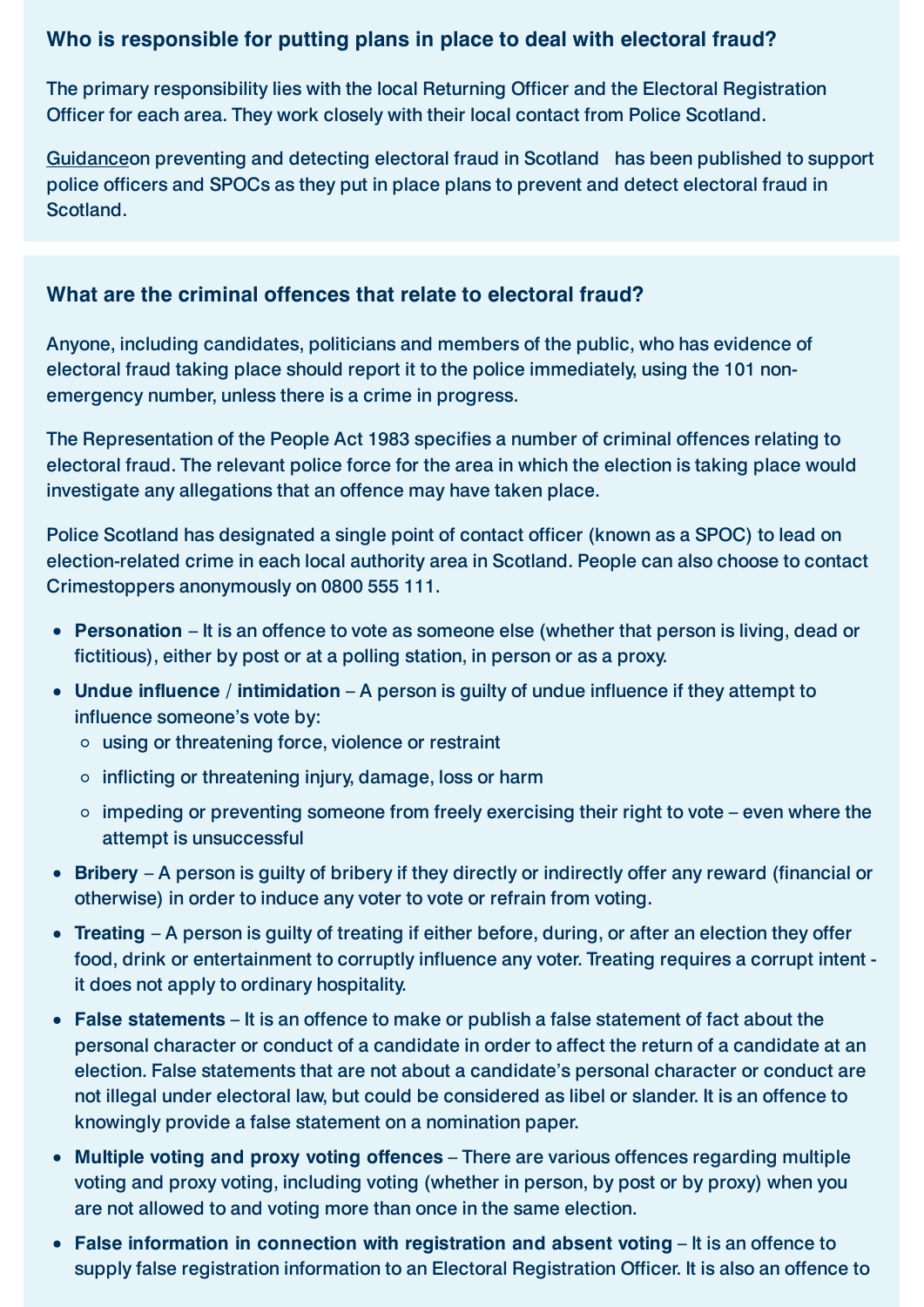### Who is responsible for putting plans in place to deal with electoral fraud?

The primary responsibility lies with the local Returning Officer and the Electoral Registration Officer for each area. They work closely with their local contact from Police Scotland.

Guidance on preventing and detecting electoral fraud in Scotland has been published to support police officers and SPOCs as they put in place plans to prevent and detect electoral fraud in Scotland.

### What are the criminal offences that relate to electoral fraud?

Anyone, including candidates, politicians and members of the public, who has evidence of electoral fraud taking place should report it to the police immediately, using the 101 non-emergency number, unless there is a crime in progress.

The Representation of the People Act 1983 specifies a number of criminal offences relating to electoral fraud. The relevant police force for the area in which the election is taking place would investigate any allegations that an offence may have taken place.

Police Scotland has designated a single point of contact officer (known as a SPOC) to lead on election-related crime in each local authority area in Scotland. People can also choose to contact Crimestoppers anonymously on 0800 555 111.

- **Personation** – It is an offence to vote as someone else (whether that person is living, dead or fictitious), either by post or at a polling station, in person or as a proxy.
- **Undue influence / intimidation** – A person is guilty of undue influence if they attempt to influence someone's vote by:
  - using or threatening force, violence or restraint
  - inflicting or threatening injury, damage, loss or harm
  - impeding or preventing someone from freely exercising their right to vote – even where the attempt is unsuccessful
- **Bribery** – A person is guilty of bribery if they directly or indirectly offer any reward (financial or otherwise) in order to induce any voter to vote or refrain from voting.
- **Treating** – A person is guilty of treating if either before, during, or after an election they offer food, drink or entertainment to corruptly influence any voter. Treating requires a corrupt intent - it does not apply to ordinary hospitality.
- **False statements** – It is an offence to make or publish a false statement of fact about the personal character or conduct of a candidate in order to affect the return of a candidate at an election. False statements that are not about a candidate's personal character or conduct are not illegal under electoral law, but could be considered as libel or slander. It is an offence to knowingly provide a false statement on a nomination paper.
- **Multiple voting and proxy voting offences** – There are various offences regarding multiple voting and proxy voting, including voting (whether in person, by post or by proxy) when you are not allowed to and voting more than once in the same election.
- **False information in connection with registration and absent voting** – It is an offence to supply false registration information to an Electoral Registration Officer. It is also an offence to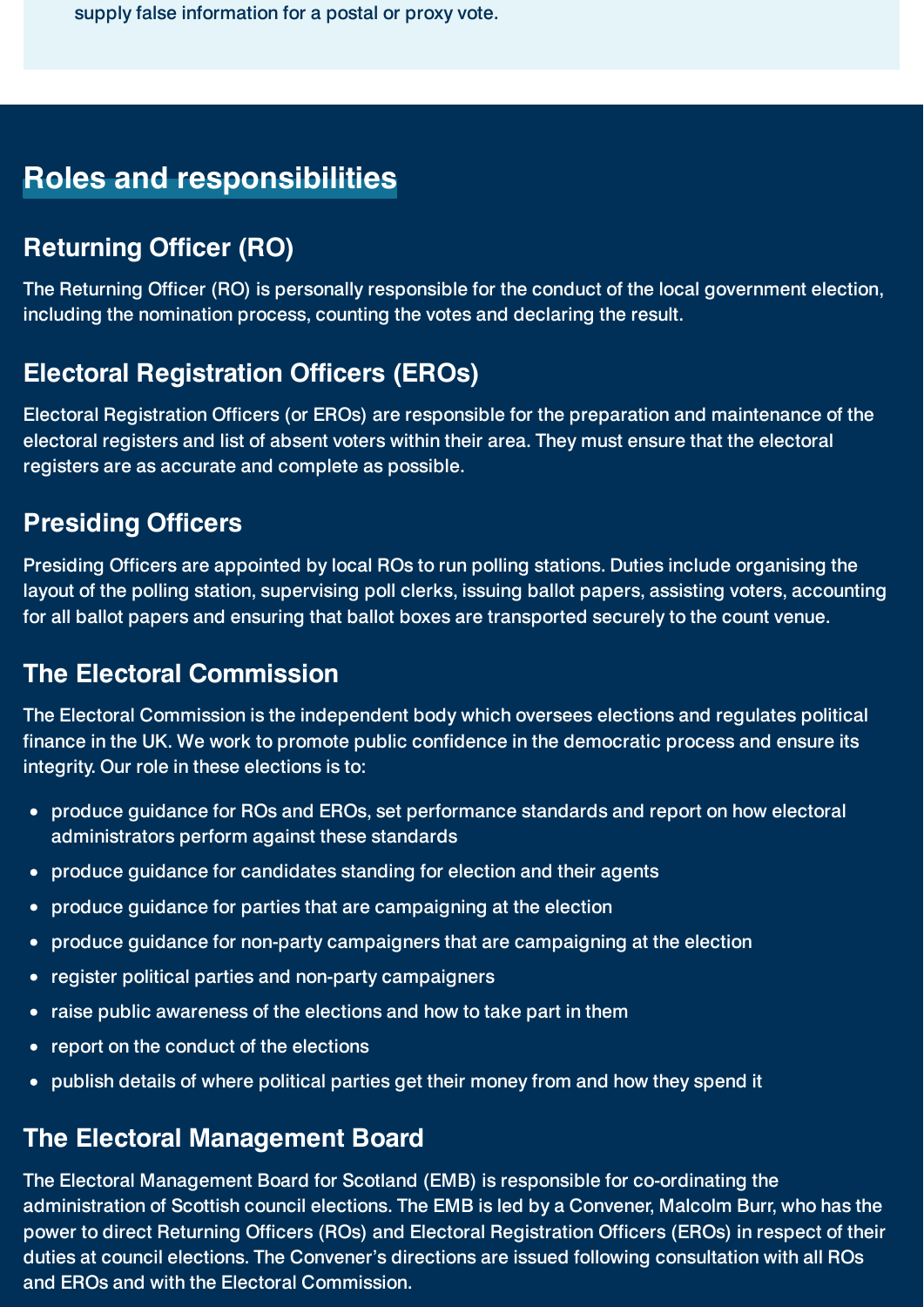supply false information for a postal or proxy vote.

## Roles and responsibilities

### Returning Officer (RO)

The Returning Officer (RO) is personally responsible for the conduct of the local government election, including the nomination process, counting the votes and declaring the result.

### Electoral Registration Officers (EROs)

Electoral Registration Officers (or EROs) are responsible for the preparation and maintenance of the electoral registers and list of absent voters within their area. They must ensure that the electoral registers are as accurate and complete as possible.

### Presiding Officers

Presiding Officers are appointed by local ROs to run polling stations. Duties include organising the layout of the polling station, supervising poll clerks, issuing ballot papers, assisting voters, accounting for all ballot papers and ensuring that ballot boxes are transported securely to the count venue.

### The Electoral Commission

The Electoral Commission is the independent body which oversees elections and regulates political finance in the UK. We work to promote public confidence in the democratic process and ensure its integrity. Our role in these elections is to:

- produce guidance for ROs and EROs, set performance standards and report on how electoral administrators perform against these standards
- produce guidance for candidates standing for election and their agents
- produce guidance for parties that are campaigning at the election
- produce guidance for non-party campaigners that are campaigning at the election
- register political parties and non-party campaigners
- raise public awareness of the elections and how to take part in them
- report on the conduct of the elections
- publish details of where political parties get their money from and how they spend it

### The Electoral Management Board

The Electoral Management Board for Scotland (EMB) is responsible for co-ordinating the administration of Scottish council elections. The EMB is led by a Convener, Malcolm Burr, who has the power to direct Returning Officers (ROs) and Electoral Registration Officers (EROs) in respect of their duties at council elections. The Convener's directions are issued following consultation with all ROs and EROs and with the Electoral Commission.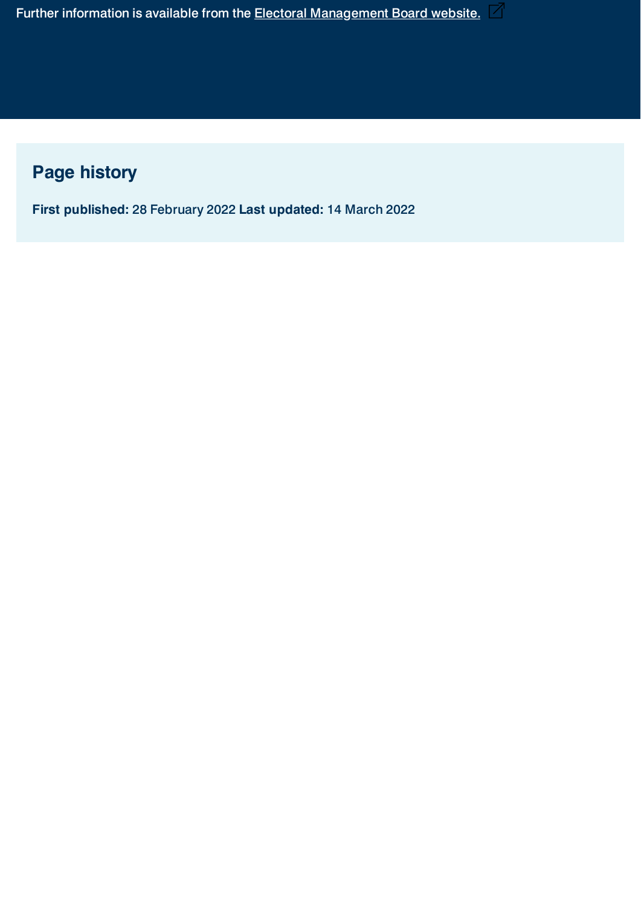Further information is available from the Electoral Management Board website.

## Page history

**First published:** 28 February 2022 **Last updated:** 14 March 2022